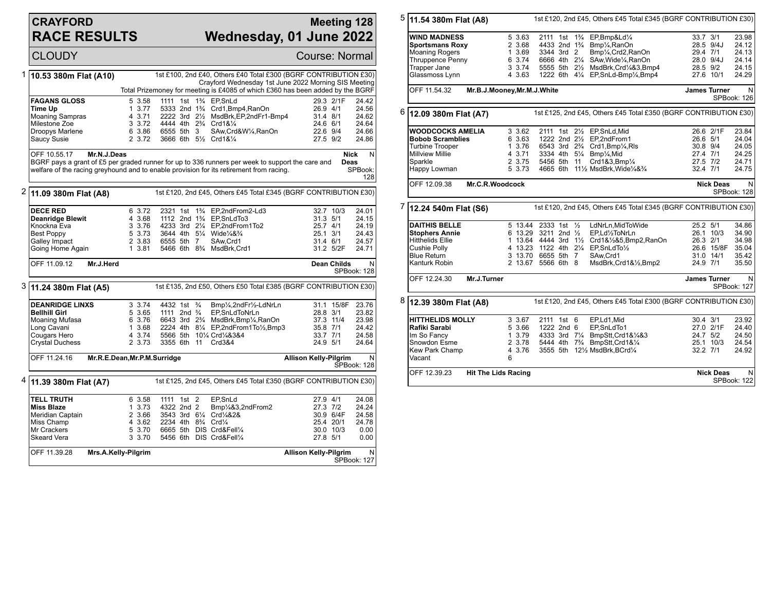# CRAYFORD RACE RESULTS

## Meeting 128 — Wednesday, 01 June 2022

CLOUDY — Course: Normal

### 1 — 10.53 380m Flat (A10)

1st £100, 2nd £40, Others £40 Total £300 (BGRF CONTRIBUTION £30)
Crayford Wednesday 1st June 2022 Morning SIS Meeting
Total Prizemoney for meeting is £4085 of which £360 has been added by the BGRF

| Greyhound | Trap | Split | Bends | Pos | Dist | Remarks | Wt | SP | Time |
|---|---|---|---|---|---|---|---|---|---|
| **FAGANS GLOSS** | 5 | 3.58 | 1111 | 1st | 1¾ | EP,SnLd | 29.3 | 2/1F | 24.42 |
| **Time Up** | 1 | 3.77 | 5333 | 2nd | 1¾ | Crd1,Bmp4,RanOn | 26.9 | 4/1 | 24.56 |
| Moaning Sampras | 4 | 3.71 | 2222 | 3rd | 2½ | MsdBrk,EP,2ndFr1-Bmp4 | 31.4 | 8/1 | 24.62 |
| Milestone Zoe | 3 | 3.72 | 4444 | 4th | 2¾ | Crd1&¼ | 24.6 | 6/1 | 24.64 |
| Droopys Marlene | 6 | 3.86 | 6555 | 5th | 3 | SAw,Crd&W¼,RanOn | 22.6 | 9/4 | 24.66 |
| Saucy Susie | 2 | 3.72 | 3666 | 6th | 5½ | Crd1&¼ | 27.5 | 9/2 | 24.86 |

OFF 10.55.17 Mr.N.J.Deas — Nick Deas — N — SPBook: 128

BGRF pays a grant of £5 per graded runner for up to 336 runners per week to support the care and welfare of the racing greyhound and to enable provision for its retirement from racing.

### 2 — 11.09 380m Flat (A8)

1st £120, 2nd £45, Others £45 Total £345 (BGRF CONTRIBUTION £30)

| Greyhound | Trap | Split | Bends | Pos | Dist | Remarks | Wt | SP | Time |
|---|---|---|---|---|---|---|---|---|---|
| **DECE RED** | 6 | 3.72 | 2321 | 1st | 1¾ | EP,2ndFrom2-Ld3 | 32.7 | 10/3 | 24.01 |
| **Deanridge Blewit** | 4 | 3.68 | 1112 | 2nd | 1¾ | EP,SnLdTo3 | 31.3 | 5/1 | 24.15 |
| Knockna Eva | 3 | 3.76 | 4233 | 3rd | 2¼ | EP,2ndFrom1To2 | 25.7 | 4/1 | 24.19 |
| Best Poppy | 5 | 3.73 | 3644 | 4th | 5¼ | Wide¼&¾ | 25.1 | 3/1 | 24.43 |
| Galley Impact | 2 | 3.83 | 6555 | 5th | 7 | SAw,Crd1 | 31.4 | 6/1 | 24.57 |
| Going Home Again | 1 | 3.81 | 5466 | 6th | 8¾ | MsdBrk,Crd1 | 31.2 | 5/2F | 24.71 |

OFF 11.09.12 Mr.J.Herd — Dean Childs — N — SPBook: 128

### 3 — 11.24 380m Flat (A5)

1st £135, 2nd £50, Others £50 Total £385 (BGRF CONTRIBUTION £30)

| Greyhound | Trap | Split | Bends | Pos | Dist | Remarks | Wt | SP | Time |
|---|---|---|---|---|---|---|---|---|---|
| **DEANRIDGE LINXS** | 3 | 3.74 | 4432 | 1st | ¾ | Bmp¼,2ndFr½-LdNrLn | 31.1 | 15/8F | 23.76 |
| **Bellhill Girl** | 5 | 3.65 | 1111 | 2nd | ¾ | EP,SnLdToNrLn | 28.8 | 3/1 | 23.82 |
| Moaning Mufasa | 6 | 3.76 | 6643 | 3rd | 2¾ | MsdBrk,Bmp¼,RanOn | 37.3 | 11/4 | 23.98 |
| Long Cavani | 1 | 3.68 | 2224 | 4th | 8¼ | EP,2ndFrom1To½,Bmp3 | 35.8 | 7/1 | 24.42 |
| Cougars Hero | 4 | 3.74 | 5566 | 5th | 10¼ | Crd¼&3&4 | 33.7 | 7/1 | 24.58 |
| Crystal Duchess | 2 | 3.73 | 3355 | 6th | 11 | Crd3&4 | 24.9 | 5/1 | 24.64 |

OFF 11.24.16 Mr.R.E.Dean,Mr.P.M.Surridge — Allison Kelly-Pilgrim — N — SPBook: 128

### 4 — 11.39 380m Flat (A7)

1st £125, 2nd £45, Others £45 Total £350 (BGRF CONTRIBUTION £30)

| Greyhound | Trap | Split | Bends | Pos | Dist | Remarks | Wt | SP | Time |
|---|---|---|---|---|---|---|---|---|---|
| **TELL TRUTH** | 6 | 3.58 | 1111 | 1st | 2 | EP,SnLd | 27.9 | 4/1 | 24.08 |
| **Miss Blaze** | 1 | 3.73 | 4322 | 2nd | 2 | Bmp¼&3,2ndFrom2 | 27.3 | 7/2 | 24.24 |
| Meridian Captain | 2 | 3.66 | 3543 | 3rd | 6¼ | Crd¼&2& | 30.9 | 6/4F | 24.58 |
| Miss Champ | 4 | 3.62 | 2234 | 4th | 8¾ | Crd¼ | 25.4 | 20/1 | 24.78 |
| Mr Crackers | 5 | 3.70 | 6665 | 5th | DIS | Crd&Fell¼ | 30.0 | 10/3 | 0.00 |
| Skeard Vera | 3 | 3.70 | 5456 | 6th | DIS | Crd&Fell¼ | 27.8 | 5/1 | 0.00 |

OFF 11.39.28 Mrs.A.Kelly-Pilgrim — Allison Kelly-Pilgrim — N — SPBook: 127

### 5 — 11.54 380m Flat (A8)

1st £120, 2nd £45, Others £45 Total £345 (BGRF CONTRIBUTION £30)

| Greyhound | Trap | Split | Bends | Pos | Dist | Remarks | Wt | SP | Time |
|---|---|---|---|---|---|---|---|---|---|
| **WIND MADNESS** | 5 | 3.63 | 2111 | 1st | 1¾ | EP,Bmp&Ld¼ | 33.7 | 3/1 | 23.98 |
| **Sportsmans Roxy** | 2 | 3.68 | 4433 | 2nd | 1¾ | Bmp¼,RanOn | 28.5 | 9/4J | 24.12 |
| Moaning Rogers | 1 | 3.69 | 3344 | 3rd | 2 | Bmp¼,Crd2,RanOn | 29.4 | 7/1 | 24.13 |
| Thruppence Penny | 6 | 3.74 | 6666 | 4th | 2¼ | SAw,Wide¼,RanOn | 28.0 | 9/4J | 24.14 |
| Trapper Jane | 3 | 3.74 | 5555 | 5th | 2½ | MsdBrk,Crd¼&3,Bmp4 | 28.5 | 9/2 | 24.15 |
| Glassmoss Lynn | 4 | 3.63 | 1222 | 6th | 4¼ | EP,SnLd-Bmp¼,Bmp4 | 27.6 | 10/1 | 24.29 |

OFF 11.54.32 Mr.B.J.Mooney,Mr.M.J.White — James Turner — N — SPBook: 126

### 6 — 12.09 380m Flat (A7)

1st £125, 2nd £45, Others £45 Total £350 (BGRF CONTRIBUTION £30)

| Greyhound | Trap | Split | Bends | Pos | Dist | Remarks | Wt | SP | Time |
|---|---|---|---|---|---|---|---|---|---|
| **WOODCOCKS AMELIA** | 3 | 3.62 | 2111 | 1st | 2½ | EP,SnLd,Mid | 26.6 | 2/1F | 23.84 |
| **Bobob Scramblies** | 6 | 3.63 | 1222 | 2nd | 2½ | EP,2ndFrom1 | 26.6 | 5/1 | 24.04 |
| Turbine Trooper | 1 | 3.76 | 6543 | 3rd | 2¾ | Crd1,Bmp¼,Rls | 30.8 | 9/4 | 24.05 |
| Millview Millie | 4 | 3.71 | 3334 | 4th | 5¼ | Bmp¼,Mid | 27.4 | 7/1 | 24.25 |
| Sparkle | 2 | 3.75 | 5456 | 5th | 11 | Crd1&3,Bmp¼ | 27.5 | 7/2 | 24.71 |
| Happy Lowman | 5 | 3.73 | 4665 | 6th | 11½ | MsdBrk,Wide¼&¾ | 32.4 | 7/1 | 24.75 |

OFF 12.09.38 Mr.C.R.Woodcock — Nick Deas — N — SPBook: 128

### 7 — 12.24 540m Flat (S6)

1st £120, 2nd £45, Others £45 Total £345 (BGRF CONTRIBUTION £30)

| Greyhound | Trap | Split | Bends | Pos | Dist | Remarks | Wt | SP | Time |
|---|---|---|---|---|---|---|---|---|---|
| **DAITHIS BELLE** | 5 | 13.44 | 2333 | 1st | ½ | LdNrLn,MidToWide | 25.2 | 5/1 | 34.86 |
| **Stophers Annie** | 6 | 13.29 | 3211 | 2nd | ½ | EP,Ld½ToNrLn | 26.1 | 10/3 | 34.90 |
| Hitthelids Ellie | 1 | 13.64 | 4444 | 3rd | 1½ | Crd1&½&5,Bmp2,RanOn | 26.3 | 2/1 | 34.98 |
| Cushie Polly | 4 | 13.23 | 1122 | 4th | 2¼ | EP,SnLdTo½ | 26.6 | 15/8F | 35.04 |
| Blue Return | 3 | 13.70 | 6655 | 5th | 7 | SAw,Crd1 | 31.0 | 14/1 | 35.42 |
| Kanturk Robin | 2 | 13.67 | 5566 | 6th | 8 | MsdBrk,Crd1&½,Bmp2 | 24.9 | 7/1 | 35.50 |

OFF 12.24.30 Mr.J.Turner — James Turner — N — SPBook: 127

### 8 — 12.39 380m Flat (A8)

1st £120, 2nd £45, Others £45 Total £300 (BGRF CONTRIBUTION £30)

| Greyhound | Trap | Split | Bends | Pos | Dist | Remarks | Wt | SP | Time |
|---|---|---|---|---|---|---|---|---|---|
| **HITTHELIDS MOLLY** | 3 | 3.67 | 2111 | 1st | 6 | EP,Ld1,Mid | 30.4 | 3/1 | 23.92 |
| **Rafiki Sarabi** | 5 | 3.66 | 1222 | 2nd | 6 | EP,SnLdTo1 | 27.0 | 2/1F | 24.40 |
| Im So Fancy | 1 | 3.79 | 4333 | 3rd | 7¼ | BmpStt,Crd1&¼&3 | 24.7 | 5/2 | 24.50 |
| Snowdon Esme | 2 | 3.78 | 5444 | 4th | 7¾ | BmpStt,Crd1&¼ | 25.1 | 10/3 | 24.54 |
| Kew Park Champ | 4 | 3.76 | 3555 | 5th | 12½ | MsdBrk,BCrd¼ | 32.2 | 7/1 | 24.92 |
| Vacant | 6 | | | | | | | | |

OFF 12.39.23 Hit The Lids Racing — Nick Deas — N — SPBook: 122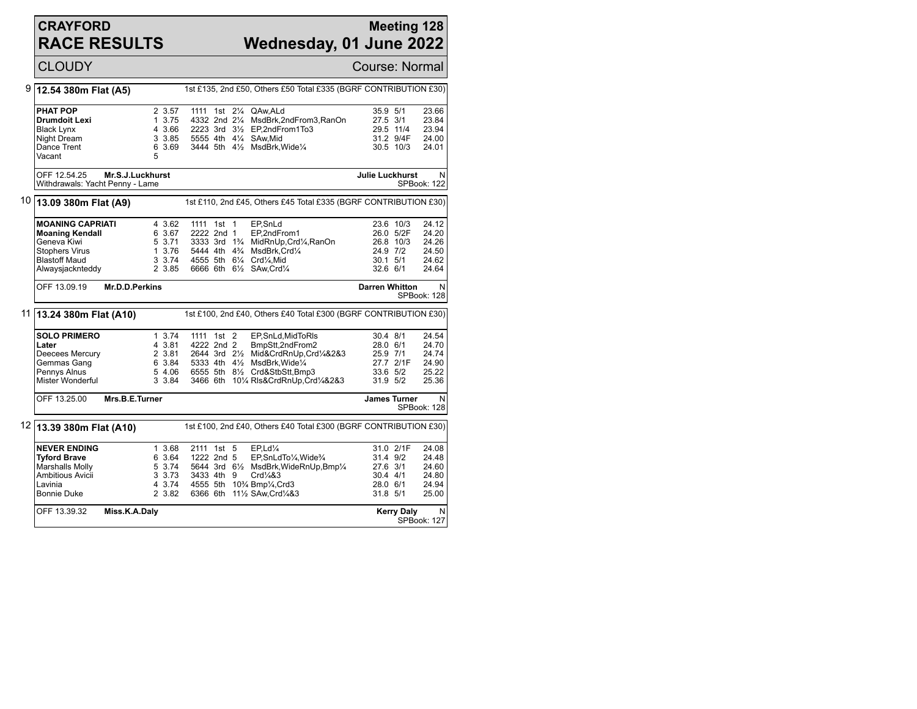# CRAFFORD RACE RESULTS

**Meeting 128**
**Wednesday, 01 June 2022**

CLOUDY — Course: Normal

## 9 — 12.54 380m Flat (A5)

1st £135, 2nd £50, Others £50 Total £335 (BGRF CONTRIBUTION £30)

| | | | | | | | | | |
|---|---|---|---|---|---|---|---|---|---|
| **PHAT POP** | 2 | 3.57 | 1111 | 1st | 2¼ | QAw,ALd | 35.9 | 5/1 | 23.66 |
| **Drumdoit Lexi** | 1 | 3.75 | 4332 | 2nd | 2¼ | MsdBrk,2ndFrom3,RanOn | 27.5 | 3/1 | 23.84 |
| Black Lynx | 4 | 3.66 | 2223 | 3rd | 3½ | EP,2ndFrom1To3 | 29.5 | 11/4 | 23.94 |
| Night Dream | 3 | 3.85 | 5555 | 4th | 4¼ | SAw,Mid | 31.2 | 9/4F | 24.00 |
| Dance Trent | 6 | 3.69 | 3444 | 5th | 4½ | MsdBrk,Wide¼ | 30.5 | 10/3 | 24.01 |
| Vacant | 5 | | | | | | | | |

OFF 12.54.25 **Mr.S.J.Luckhurst** — **Julie Luckhurst** N
Withdrawals: Yacht Penny - Lame — SPBook: 122

## 10 — 13.09 380m Flat (A9)

1st £110, 2nd £45, Others £45 Total £335 (BGRF CONTRIBUTION £30)

| | | | | | | | | | |
|---|---|---|---|---|---|---|---|---|---|
| **MOANING CAPRIATI** | 4 | 3.62 | 1111 | 1st | 1 | EP,SnLd | 23.6 | 10/3 | 24.12 |
| **Moaning Kendall** | 6 | 3.67 | 2222 | 2nd | 1 | EP,2ndFrom1 | 26.0 | 5/2F | 24.20 |
| Geneva Kiwi | 5 | 3.71 | 3333 | 3rd | 1¾ | MidRnUp,Crd¼,RanOn | 26.8 | 10/3 | 24.26 |
| Stophers Virus | 1 | 3.76 | 5444 | 4th | 4¾ | MsdBrk,Crd¼ | 24.9 | 7/2 | 24.50 |
| Blastoff Maud | 3 | 3.74 | 4555 | 5th | 6¼ | Crd¼,Mid | 30.1 | 5/1 | 24.62 |
| Alwaysjacknteddy | 2 | 3.85 | 6666 | 6th | 6½ | SAw,Crd¼ | 32.6 | 6/1 | 24.64 |

OFF 13.09.19 **Mr.D.D.Perkins** — **Darren Whitton** N
SPBook: 128

## 11 — 13.24 380m Flat (A10)

1st £100, 2nd £40, Others £40 Total £300 (BGRF CONTRIBUTION £30)

| | | | | | | | | | |
|---|---|---|---|---|---|---|---|---|---|
| **SOLO PRIMERO** | 1 | 3.74 | 1111 | 1st | 2 | EP,SnLd,MidToRls | 30.4 | 8/1 | 24.54 |
| **Later** | 4 | 3.81 | 4222 | 2nd | 2 | BmpStt,2ndFrom2 | 28.0 | 6/1 | 24.70 |
| Deecees Mercury | 2 | 3.81 | 2644 | 3rd | 2½ | Mid&CrdRnUp,Crd¼&2&3 | 25.9 | 7/1 | 24.74 |
| Gemmas Gang | 6 | 3.84 | 5333 | 4th | 4½ | MsdBrk,Wide¼ | 27.7 | 2/1F | 24.90 |
| Pennys Alnus | 5 | 4.06 | 6555 | 5th | 8½ | Crd&StbStt,Bmp3 | 33.6 | 5/2 | 25.22 |
| Mister Wonderful | 3 | 3.84 | 3466 | 6th | 10¼ | Rls&CrdRnUp,Crd¼&2&3 | 31.9 | 5/2 | 25.36 |

OFF 13.25.00 **Mrs.B.E.Turner** — **James Turner** N
SPBook: 128

## 12 — 13.39 380m Flat (A10)

1st £100, 2nd £40, Others £40 Total £300 (BGRF CONTRIBUTION £30)

| | | | | | | | | | |
|---|---|---|---|---|---|---|---|---|---|
| **NEVER ENDING** | 1 | 3.68 | 2111 | 1st | 5 | EP,Ld¼ | 31.0 | 2/1F | 24.08 |
| **Tyford Brave** | 6 | 3.64 | 1222 | 2nd | 5 | EP,SnLdTo¼,Wide¾ | 31.4 | 9/2 | 24.48 |
| Marshalls Molly | 5 | 3.74 | 5644 | 3rd | 6½ | MsdBrk,WideRnUp,Bmp¼ | 27.6 | 3/1 | 24.60 |
| Ambitious Avicii | 3 | 3.73 | 3433 | 4th | 9 | Crd¼&3 | 30.4 | 4/1 | 24.80 |
| Lavinia | 4 | 3.74 | 4555 | 5th | 10¾ | Bmp¼,Crd3 | 28.0 | 6/1 | 24.94 |
| Bonnie Duke | 2 | 3.82 | 6366 | 6th | 11½ | SAw,Crd¼&3 | 31.8 | 5/1 | 25.00 |

OFF 13.39.32 **Miss.K.A.Daly** — **Kerry Daly** N
SPBook: 127